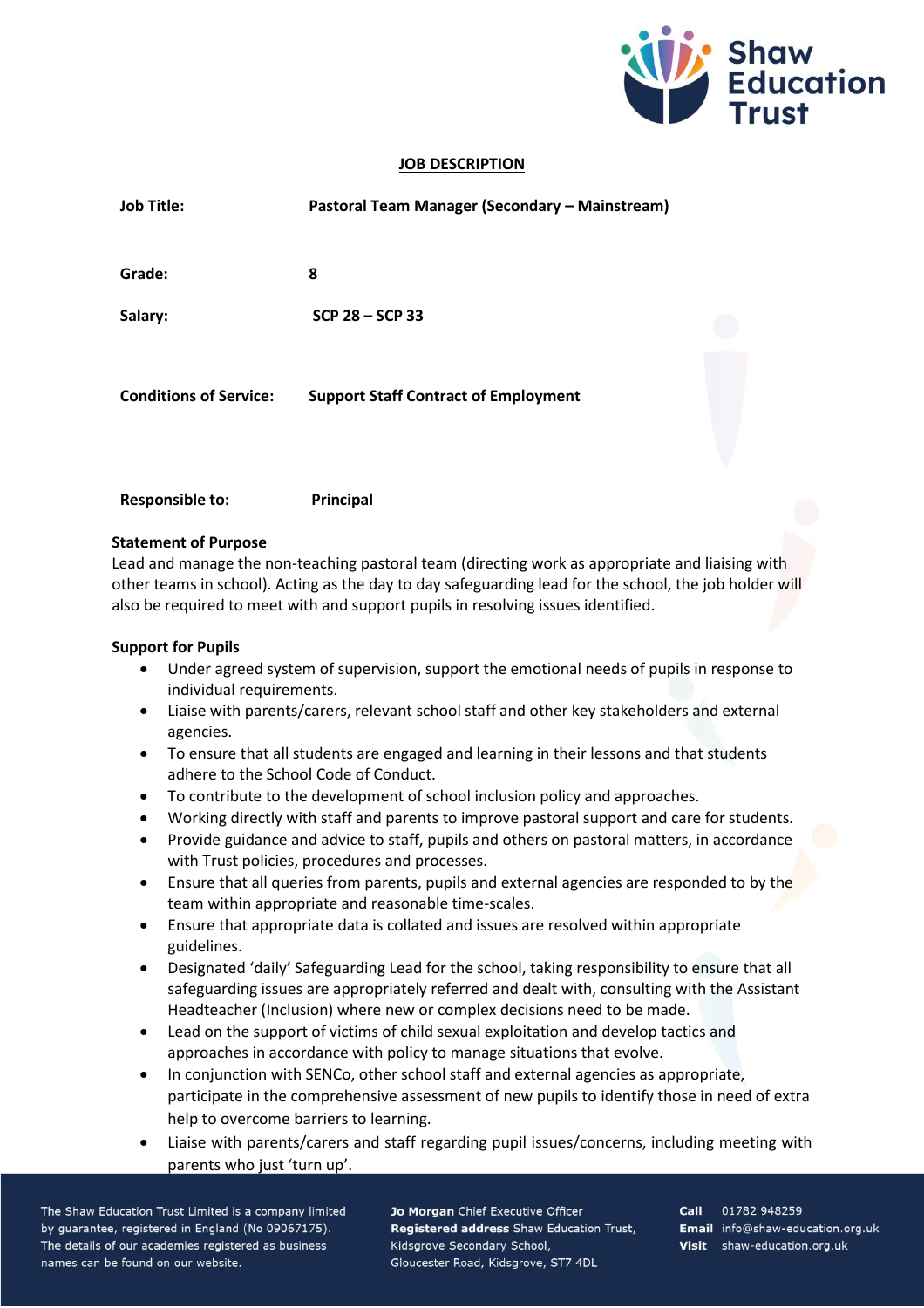## JOB DESCRIPTION

| | |
|---|---|
| **Job Title:** | **Pastoral Team Manager (Secondary – Mainstream)** |
| **Grade:** | **8** |
| **Salary:** | **SCP 28 – SCP 33** |
| **Conditions of Service:** | **Support Staff Contract of Employment** |
| **Responsible to:** | **Principal** |

**Statement of Purpose**

Lead and manage the non-teaching pastoral team (directing work as appropriate and liaising with other teams in school). Acting as the day to day safeguarding lead for the school, the job holder will also be required to meet with and support pupils in resolving issues identified.

**Support for Pupils**

- Under agreed system of supervision, support the emotional needs of pupils in response to individual requirements.
- Liaise with parents/carers, relevant school staff and other key stakeholders and external agencies.
- To ensure that all students are engaged and learning in their lessons and that students adhere to the School Code of Conduct.
- To contribute to the development of school inclusion policy and approaches.
- Working directly with staff and parents to improve pastoral support and care for students.
- Provide guidance and advice to staff, pupils and others on pastoral matters, in accordance with Trust policies, procedures and processes.
- Ensure that all queries from parents, pupils and external agencies are responded to by the team within appropriate and reasonable time-scales.
- Ensure that appropriate data is collated and issues are resolved within appropriate guidelines.
- Designated 'daily' Safeguarding Lead for the school, taking responsibility to ensure that all safeguarding issues are appropriately referred and dealt with, consulting with the Assistant Headteacher (Inclusion) where new or complex decisions need to be made.
- Lead on the support of victims of child sexual exploitation and develop tactics and approaches in accordance with policy to manage situations that evolve.
- In conjunction with SENCo, other school staff and external agencies as appropriate, participate in the comprehensive assessment of new pupils to identify those in need of extra help to overcome barriers to learning.
- Liaise with parents/carers and staff regarding pupil issues/concerns, including meeting with parents who just 'turn up'.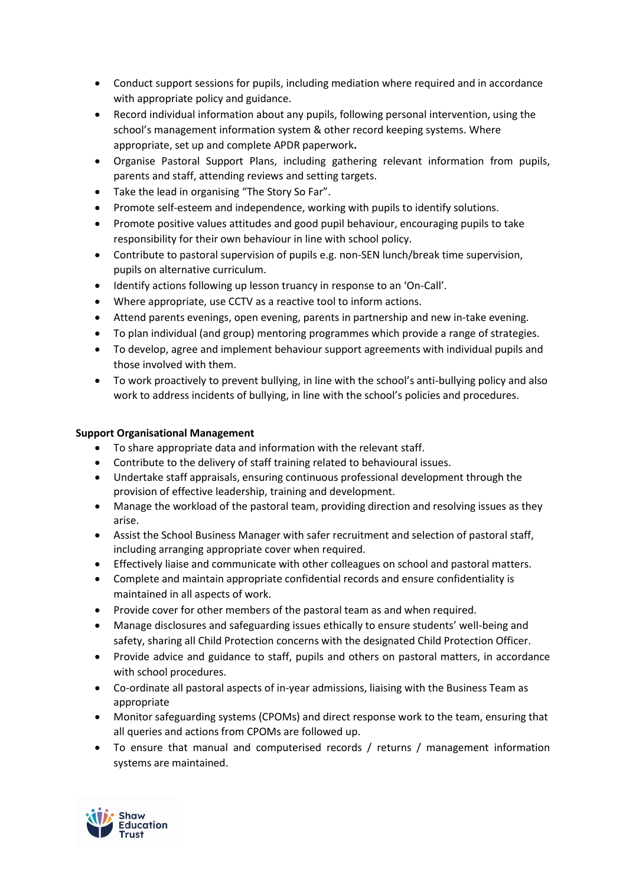- Conduct support sessions for pupils, including mediation where required and in accordance with appropriate policy and guidance.
- Record individual information about any pupils, following personal intervention, using the school's management information system & other record keeping systems. Where appropriate, set up and complete APDR paperwork**.**
- Organise Pastoral Support Plans, including gathering relevant information from pupils, parents and staff, attending reviews and setting targets.
- Take the lead in organising "The Story So Far".
- Promote self-esteem and independence, working with pupils to identify solutions.
- Promote positive values attitudes and good pupil behaviour, encouraging pupils to take responsibility for their own behaviour in line with school policy.
- Contribute to pastoral supervision of pupils e.g. non-SEN lunch/break time supervision, pupils on alternative curriculum.
- Identify actions following up lesson truancy in response to an 'On-Call'.
- Where appropriate, use CCTV as a reactive tool to inform actions.
- Attend parents evenings, open evening, parents in partnership and new in-take evening.
- To plan individual (and group) mentoring programmes which provide a range of strategies.
- To develop, agree and implement behaviour support agreements with individual pupils and those involved with them.
- To work proactively to prevent bullying, in line with the school's anti-bullying policy and also work to address incidents of bullying, in line with the school's policies and procedures.

**Support Organisational Management**

- To share appropriate data and information with the relevant staff.
- Contribute to the delivery of staff training related to behavioural issues.
- Undertake staff appraisals, ensuring continuous professional development through the provision of effective leadership, training and development.
- Manage the workload of the pastoral team, providing direction and resolving issues as they arise.
- Assist the School Business Manager with safer recruitment and selection of pastoral staff, including arranging appropriate cover when required.
- Effectively liaise and communicate with other colleagues on school and pastoral matters.
- Complete and maintain appropriate confidential records and ensure confidentiality is maintained in all aspects of work.
- Provide cover for other members of the pastoral team as and when required.
- Manage disclosures and safeguarding issues ethically to ensure students' well-being and safety, sharing all Child Protection concerns with the designated Child Protection Officer.
- Provide advice and guidance to staff, pupils and others on pastoral matters, in accordance with school procedures.
- Co-ordinate all pastoral aspects of in-year admissions, liaising with the Business Team as appropriate
- Monitor safeguarding systems (CPOMs) and direct response work to the team, ensuring that all queries and actions from CPOMs are followed up.
- To ensure that manual and computerised records / returns / management information systems are maintained.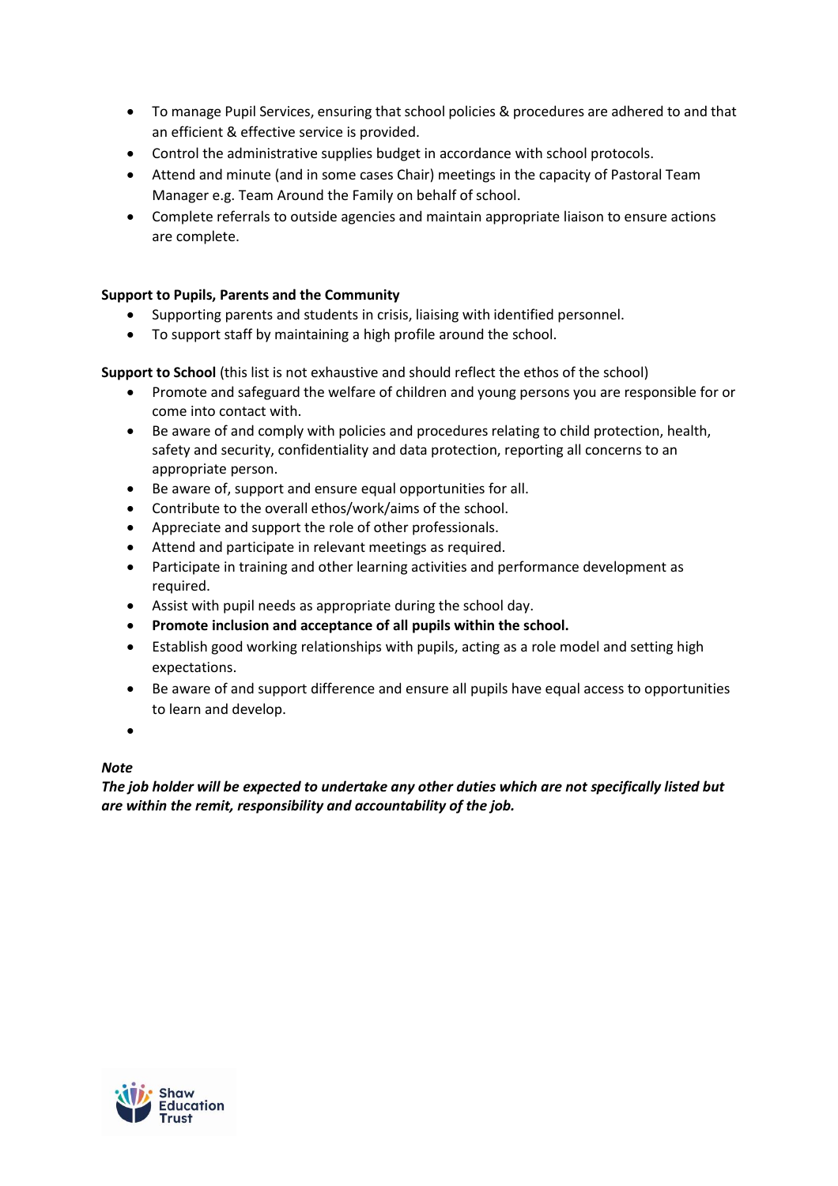- To manage Pupil Services, ensuring that school policies & procedures are adhered to and that an efficient & effective service is provided.
- Control the administrative supplies budget in accordance with school protocols.
- Attend and minute (and in some cases Chair) meetings in the capacity of Pastoral Team Manager e.g. Team Around the Family on behalf of school.
- Complete referrals to outside agencies and maintain appropriate liaison to ensure actions are complete.

**Support to Pupils, Parents and the Community**

- Supporting parents and students in crisis, liaising with identified personnel.
- To support staff by maintaining a high profile around the school.

**Support to School** (this list is not exhaustive and should reflect the ethos of the school)

- Promote and safeguard the welfare of children and young persons you are responsible for or come into contact with.
- Be aware of and comply with policies and procedures relating to child protection, health, safety and security, confidentiality and data protection, reporting all concerns to an appropriate person.
- Be aware of, support and ensure equal opportunities for all.
- Contribute to the overall ethos/work/aims of the school.
- Appreciate and support the role of other professionals.
- Attend and participate in relevant meetings as required.
- Participate in training and other learning activities and performance development as required.
- Assist with pupil needs as appropriate during the school day.
- **Promote inclusion and acceptance of all pupils within the school.**
- Establish good working relationships with pupils, acting as a role model and setting high expectations.
- Be aware of and support difference and ensure all pupils have equal access to opportunities to learn and develop.

***Note***

***The job holder will be expected to undertake any other duties which are not specifically listed but are within the remit, responsibility and accountability of the job.***

Shaw Education Trust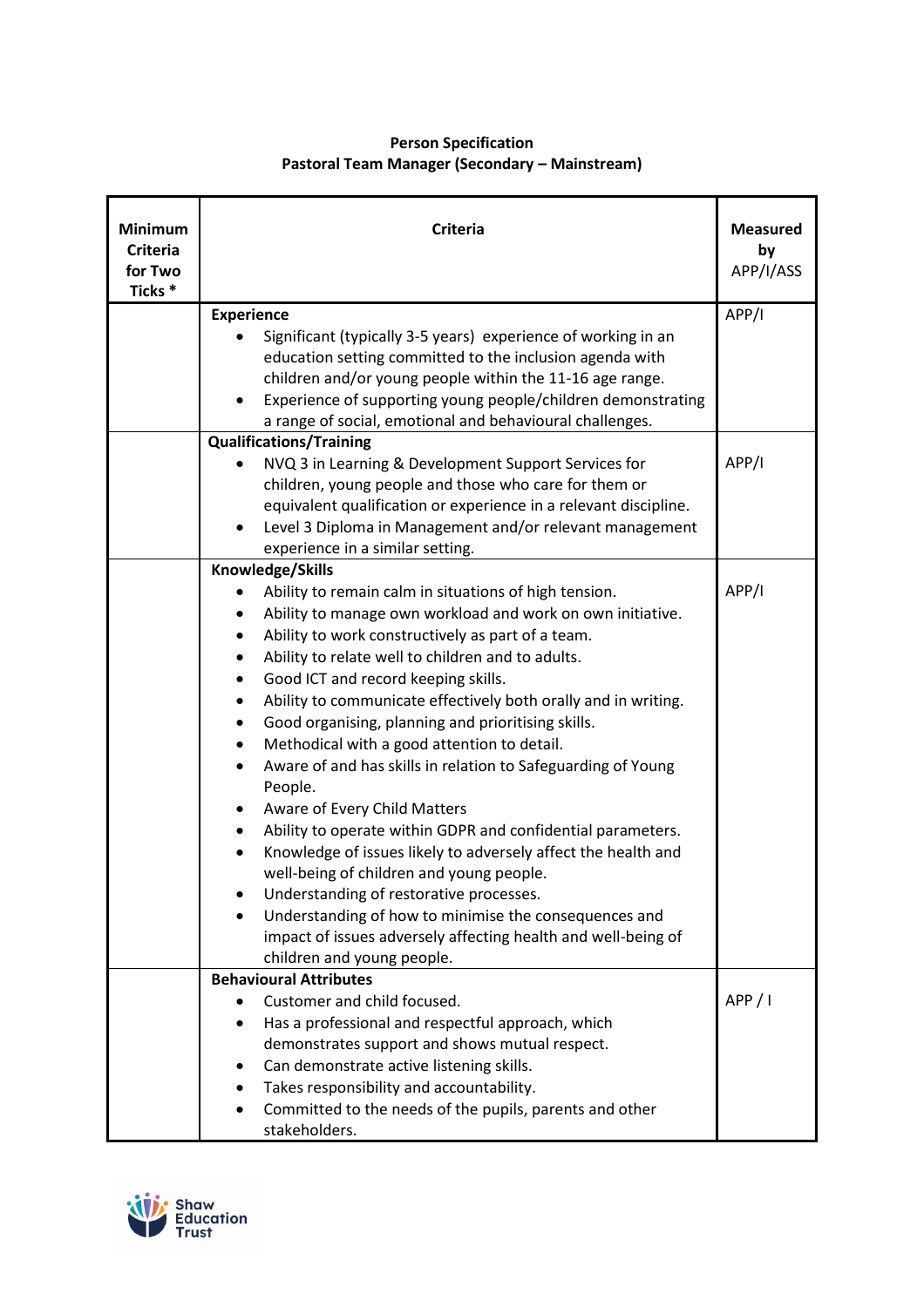**Person Specification**
**Pastoral Team Manager (Secondary – Mainstream)**

| Minimum Criteria for Two Ticks * | Criteria | Measured by APP/I/ASS |
|---|---|---|
| | **Experience**<br>• Significant (typically 3-5 years) experience of working in an education setting committed to the inclusion agenda with children and/or young people within the 11-16 age range.<br>• Experience of supporting young people/children demonstrating a range of social, emotional and behavioural challenges. | APP/I |
| | **Qualifications/Training**<br>• NVQ 3 in Learning & Development Support Services for children, young people and those who care for them or equivalent qualification or experience in a relevant discipline.<br>• Level 3 Diploma in Management and/or relevant management experience in a similar setting. | APP/I |
| | **Knowledge/Skills**<br>• Ability to remain calm in situations of high tension.<br>• Ability to manage own workload and work on own initiative.<br>• Ability to work constructively as part of a team.<br>• Ability to relate well to children and to adults.<br>• Good ICT and record keeping skills.<br>• Ability to communicate effectively both orally and in writing.<br>• Good organising, planning and prioritising skills.<br>• Methodical with a good attention to detail.<br>• Aware of and has skills in relation to Safeguarding of Young People.<br>• Aware of Every Child Matters<br>• Ability to operate within GDPR and confidential parameters.<br>• Knowledge of issues likely to adversely affect the health and well-being of children and young people.<br>• Understanding of restorative processes.<br>• Understanding of how to minimise the consequences and impact of issues adversely affecting health and well-being of children and young people. | APP/I |
| | **Behavioural Attributes**<br>• Customer and child focused.<br>• Has a professional and respectful approach, which demonstrates support and shows mutual respect.<br>• Can demonstrate active listening skills.<br>• Takes responsibility and accountability.<br>• Committed to the needs of the pupils, parents and other stakeholders. | APP / I |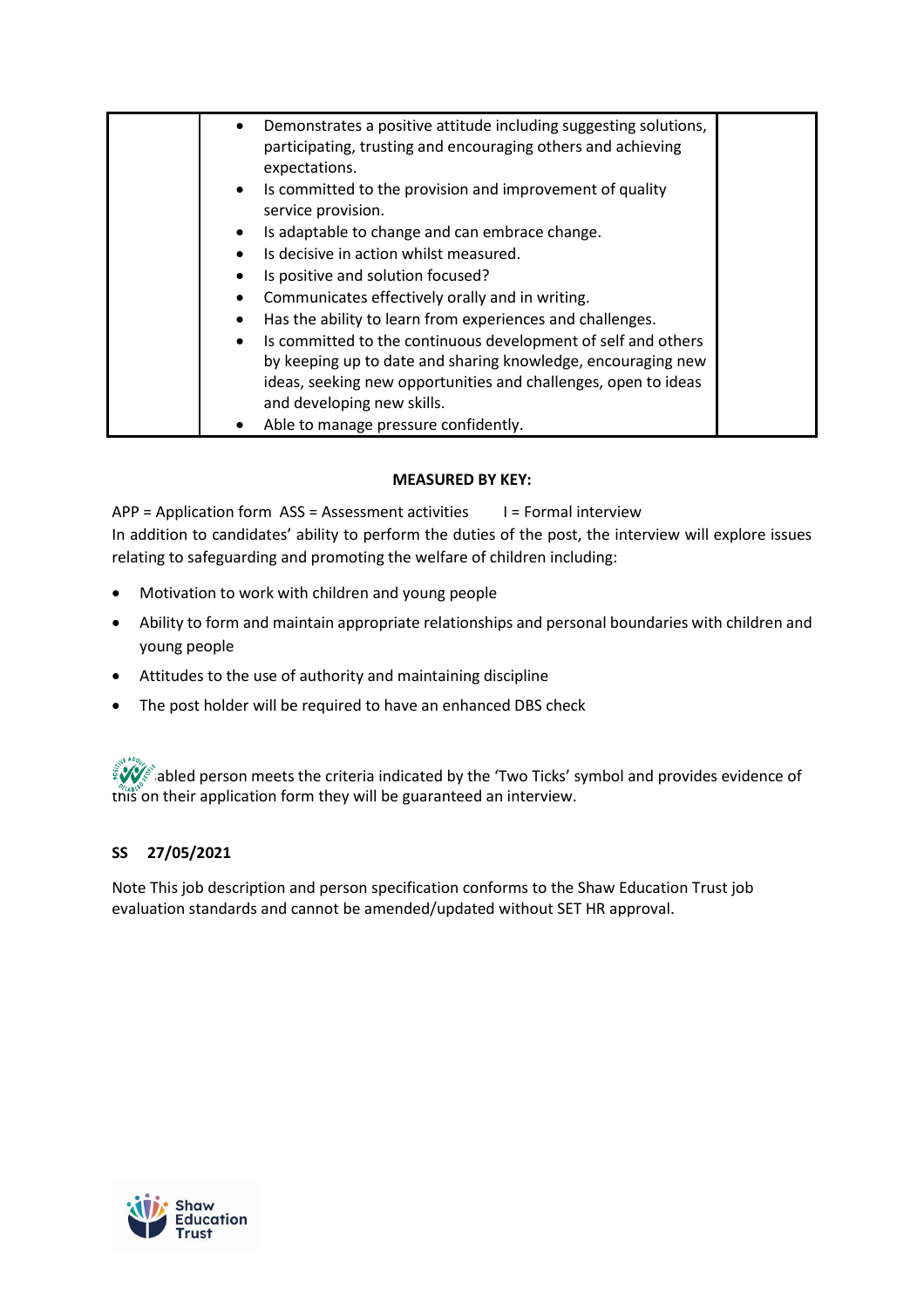| | | |
|---|---|---|
| | • Demonstrates a positive attitude including suggesting solutions, participating, trusting and encouraging others and achieving expectations.<br>• Is committed to the provision and improvement of quality service provision.<br>• Is adaptable to change and can embrace change.<br>• Is decisive in action whilst measured.<br>• Is positive and solution focused?<br>• Communicates effectively orally and in writing.<br>• Has the ability to learn from experiences and challenges.<br>• Is committed to the continuous development of self and others by keeping up to date and sharing knowledge, encouraging new ideas, seeking new opportunities and challenges, open to ideas and developing new skills.<br>• Able to manage pressure confidently. | |

**MEASURED BY KEY:**

APP = Application form ASS = Assessment activities I = Formal interview
In addition to candidates' ability to perform the duties of the post, the interview will explore issues relating to safeguarding and promoting the welfare of children including:

- Motivation to work with children and young people
- Ability to form and maintain appropriate relationships and personal boundaries with children and young people
- Attitudes to the use of authority and maintaining discipline
- The post holder will be required to have an enhanced DBS check

…abled person meets the criteria indicated by the 'Two Ticks' symbol and provides evidence of this on their application form they will be guaranteed an interview.

**SS 27/05/2021**

Note This job description and person specification conforms to the Shaw Education Trust job evaluation standards and cannot be amended/updated without SET HR approval.